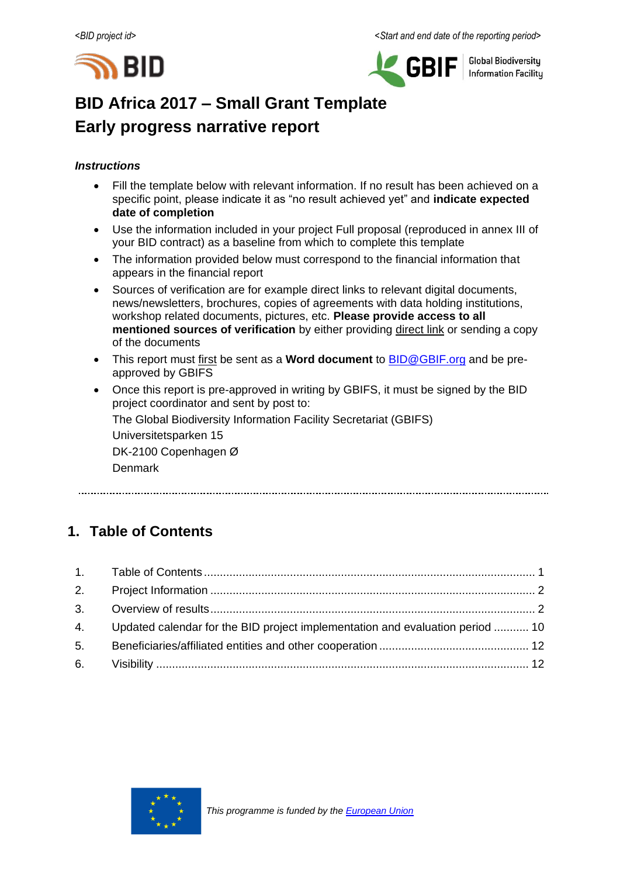*<BID project id>* *<Start and end date of the reporting period>*

# BID Africa 2017 – Small Grant Template
# Early progress narrative report

***Instructions***

- Fill the template below with relevant information. If no result has been achieved on a specific point, please indicate it as "no result achieved yet" and **indicate expected date of completion**
- Use the information included in your project Full proposal (reproduced in annex III of your BID contract) as a baseline from which to complete this template
- The information provided below must correspond to the financial information that appears in the financial report
- Sources of verification are for example direct links to relevant digital documents, news/newsletters, brochures, copies of agreements with data holding institutions, workshop related documents, pictures, etc. **Please provide access to all mentioned sources of verification** by either providing direct link or sending a copy of the documents
- This report must first be sent as a **Word document** to BID@GBIF.org and be pre-approved by GBIFS
- Once this report is pre-approved in writing by GBIFS, it must be signed by the BID project coordinator and sent by post to:

  The Global Biodiversity Information Facility Secretariat (GBIFS)
  
  Universitetsparken 15
  
  DK-2100 Copenhagen Ø
  
  Denmark

## 1. Table of Contents

1. Table of Contents ..... 1
2. Project Information ..... 2
3. Overview of results ..... 2
4. Updated calendar for the BID project implementation and evaluation period ..... 10
5. Beneficiaries/affiliated entities and other cooperation ..... 12
6. Visibility ..... 12

*This programme is funded by the European Union*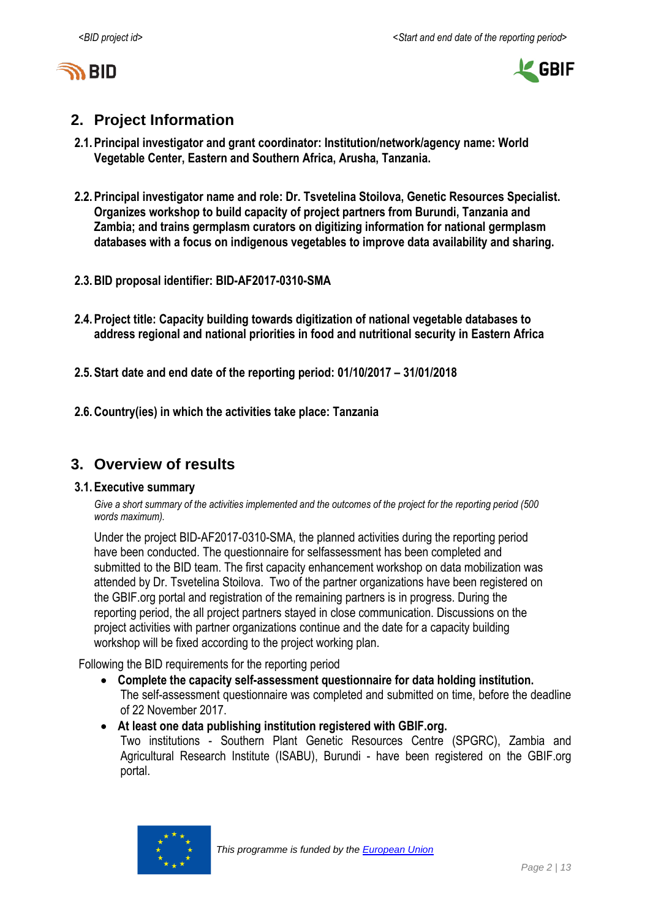## 2. Project Information

**2.1. Principal investigator and grant coordinator: Institution/network/agency name: World Vegetable Center, Eastern and Southern Africa, Arusha, Tanzania.**

**2.2. Principal investigator name and role: Dr. Tsvetelina Stoilova, Genetic Resources Specialist. Organizes workshop to build capacity of project partners from Burundi, Tanzania and Zambia; and trains germplasm curators on digitizing information for national germplasm databases with a focus on indigenous vegetables to improve data availability and sharing.**

**2.3. BID proposal identifier: BID-AF2017-0310-SMA**

**2.4. Project title: Capacity building towards digitization of national vegetable databases to address regional and national priorities in food and nutritional security in Eastern Africa**

**2.5. Start date and end date of the reporting period: 01/10/2017 – 31/01/2018**

**2.6. Country(ies) in which the activities take place: Tanzania**

## 3. Overview of results

### 3.1. Executive summary

*Give a short summary of the activities implemented and the outcomes of the project for the reporting period (500 words maximum).*

Under the project BID-AF2017-0310-SMA, the planned activities during the reporting period have been conducted. The questionnaire for selfassessment has been completed and submitted to the BID team. The first capacity enhancement workshop on data mobilization was attended by Dr. Tsvetelina Stoilova. Two of the partner organizations have been registered on the GBIF.org portal and registration of the remaining partners is in progress. During the reporting period, the all project partners stayed in close communication. Discussions on the project activities with partner organizations continue and the date for a capacity building workshop will be fixed according to the project working plan.

Following the BID requirements for the reporting period

- **Complete the capacity self-assessment questionnaire for data holding institution.** The self-assessment questionnaire was completed and submitted on time, before the deadline of 22 November 2017.
- **At least one data publishing institution registered with GBIF.org.** Two institutions - Southern Plant Genetic Resources Centre (SPGRC), Zambia and Agricultural Research Institute (ISABU), Burundi - have been registered on the GBIF.org portal.

This programme is funded by the European Union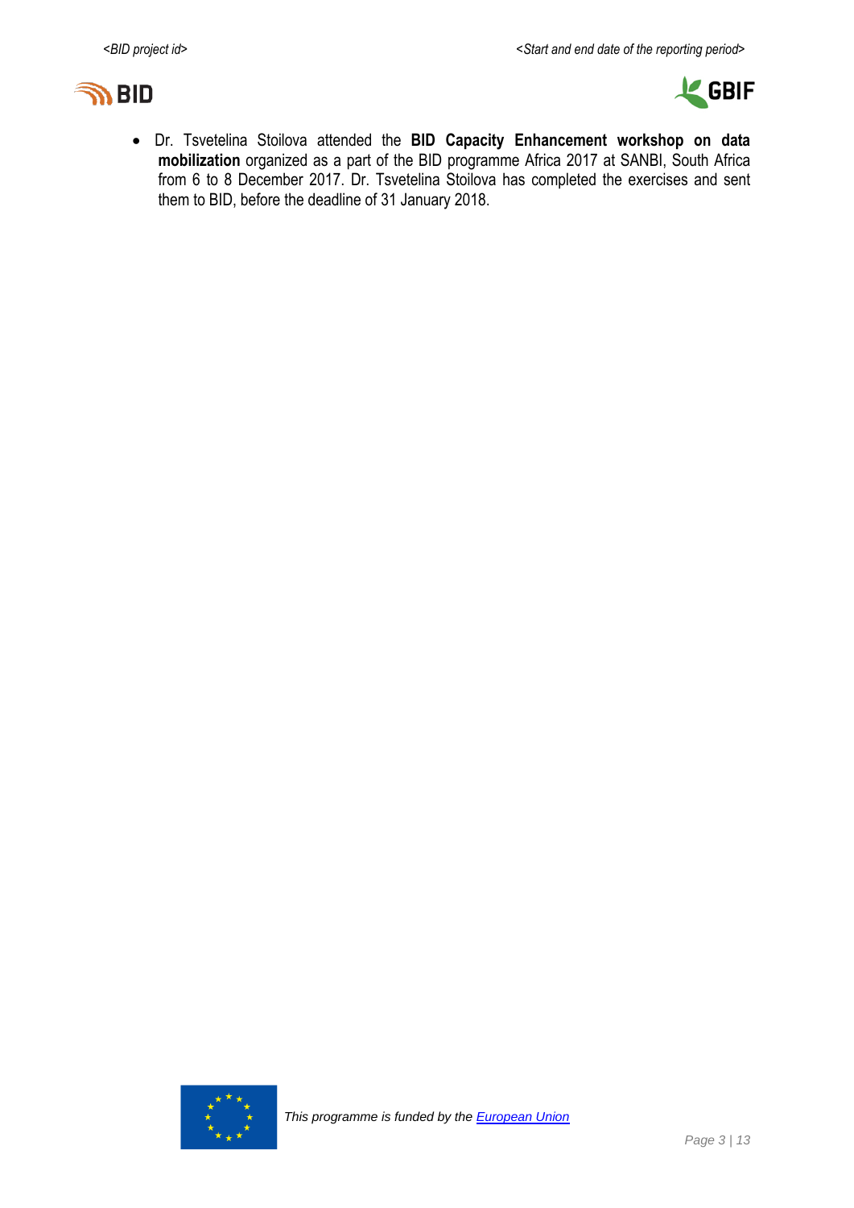- Dr. Tsvetelina Stoilova attended the **BID Capacity Enhancement workshop on data mobilization** organized as a part of the BID programme Africa 2017 at SANBI, South Africa from 6 to 8 December 2017. Dr. Tsvetelina Stoilova has completed the exercises and sent them to BID, before the deadline of 31 January 2018.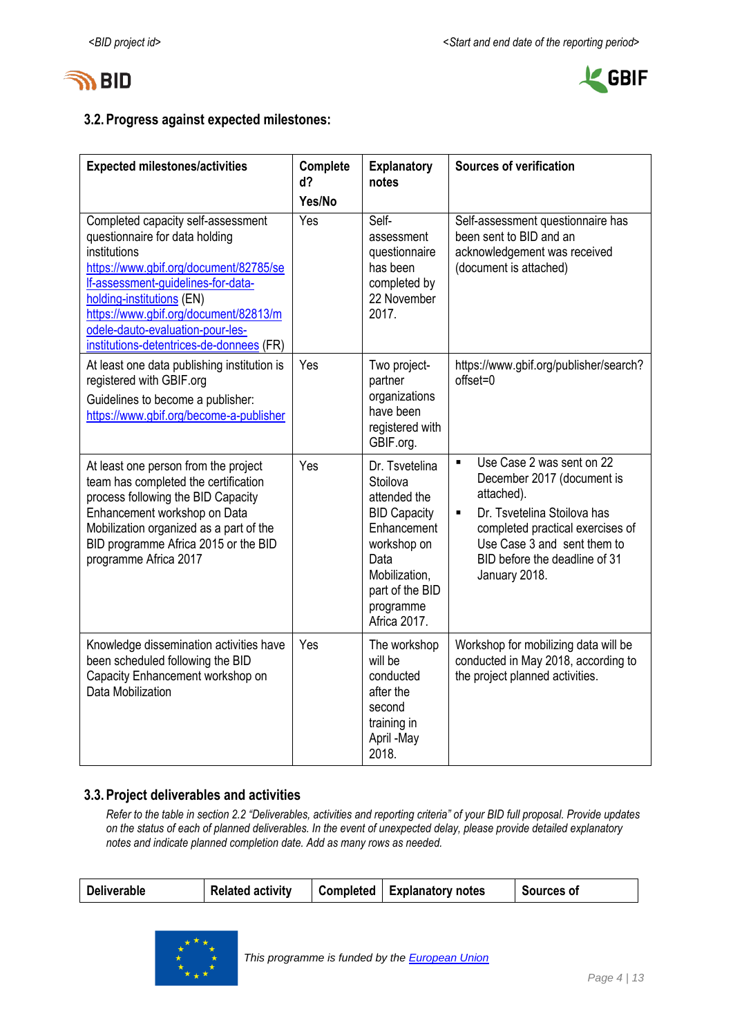### 3.2. Progress against expected milestones:

| Expected milestones/activities | Completed? Yes/No | Explanatory notes | Sources of verification |
|---|---|---|---|
| Completed capacity self-assessment questionnaire for data holding institutions [https://www.gbif.org/document/82785/self-assessment-guidelines-for-data-holding-institutions](https://www.gbif.org/document/82785/self-assessment-guidelines-for-data-holding-institutions) (EN) [https://www.gbif.org/document/82813/modele-dauto-evaluation-pour-les-institutions-detentrices-de-donnees](https://www.gbif.org/document/82813/modele-dauto-evaluation-pour-les-institutions-detentrices-de-donnees) (FR) | Yes | Self-assessment questionnaire has been completed by 22 November 2017. | Self-assessment questionnaire has been sent to BID and an acknowledgement was received (document is attached) |
| At least one data publishing institution is registered with GBIF.org<br>Guidelines to become a publisher: [https://www.gbif.org/become-a-publisher](https://www.gbif.org/become-a-publisher) | Yes | Two project-partner organizations have been registered with GBIF.org. | https://www.gbif.org/publisher/search?offset=0 |
| At least one person from the project team has completed the certification process following the BID Capacity Enhancement workshop on Data Mobilization organized as a part of the BID programme Africa 2015 or the BID programme Africa 2017 | Yes | Dr. Tsvetelina Stoilova attended the BID Capacity Enhancement workshop on Data Mobilization, part of the BID programme Africa 2017. | ▪ Use Case 2 was sent on 22 December 2017 (document is attached).<br>▪ Dr. Tsvetelina Stoilova has completed practical exercises of Use Case 3 and sent them to BID before the deadline of 31 January 2018. |
| Knowledge dissemination activities have been scheduled following the BID Capacity Enhancement workshop on Data Mobilization | Yes | The workshop will be conducted after the second training in April -May 2018. | Workshop for mobilizing data will be conducted in May 2018, according to the project planned activities. |

### 3.3. Project deliverables and activities

*Refer to the table in section 2.2 "Deliverables, activities and reporting criteria" of your BID full proposal. Provide updates on the status of each of planned deliverables. In the event of unexpected delay, please provide detailed explanatory notes and indicate planned completion date. Add as many rows as needed.*

| Deliverable | Related activity | Completed | Explanatory notes | Sources of |
|---|---|---|---|---|

This programme is funded by the European Union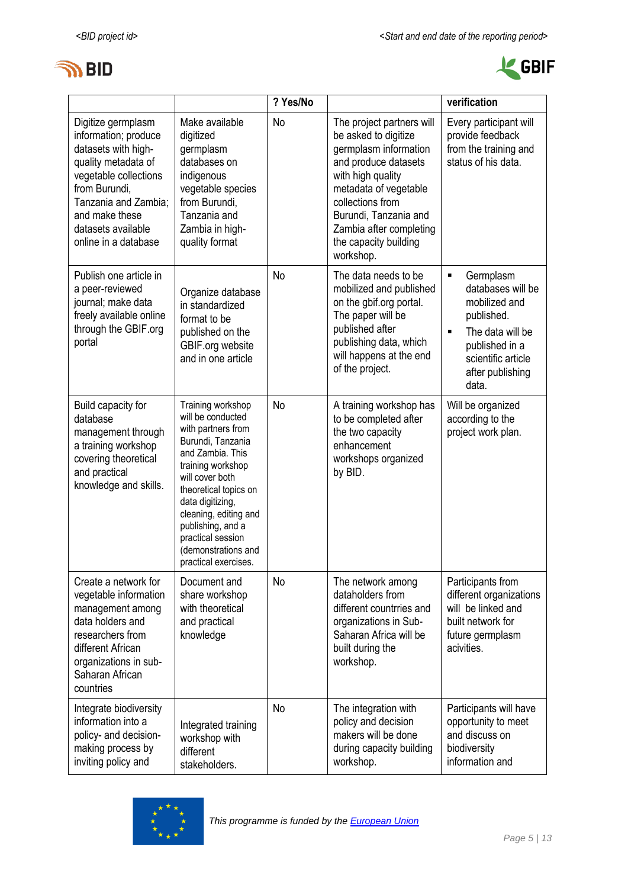|  |  | ? Yes/No |  | verification |
|---|---|---|---|---|
| Digitize germplasm information; produce datasets with high-quality metadata of vegetable collections from Burundi, Tanzania and Zambia; and make these datasets available online in a database | Make available digitized germplasm databases on indigenous vegetable species from Burundi, Tanzania and Zambia in high-quality format | No | The project partners will be asked to digitize germplasm information and produce datasets with high quality metadata of vegetable collections from Burundi, Tanzania and Zambia after completing the capacity building workshop. | Every participant will provide feedback from the training and status of his data. |
| Publish one article in a peer-reviewed journal; make data freely available online through the GBIF.org portal | Organize database in standardized format to be published on the GBIF.org website and in one article | No | The data needs to be mobilized and published on the gbif.org portal. The paper will be published after publishing data, which will happens at the end of the project. | ▪ Germplasm databases will be mobilized and published. ▪ The data will be published in a scientific article after publishing data. |
| Build capacity for database management through a training workshop covering theoretical and practical knowledge and skills. | Training workshop will be conducted with partners from Burundi, Tanzania and Zambia. This training workshop will cover both theoretical topics on data digitizing, cleaning, editing and publishing, and a practical session (demonstrations and practical exercises. | No | A training workshop has to be completed after the two capacity enhancement workshops organized by BID. | Will be organized according to the project work plan. |
| Create a network for vegetable information management among data holders and researchers from different African organizations in sub-Saharan African countries | Document and share workshop with theoretical and practical knowledge | No | The network among dataholders from different countrries and organizations in Sub-Saharan Africa will be built during the workshop. | Participants from different organizations will be linked and built network for future germplasm acivities. |
| Integrate biodiversity information into a policy- and decision-making process by inviting policy and | Integrated training workshop with different stakeholders. | No | The integration with policy and decision makers will be done during capacity building workshop. | Participants will have opportunity to meet and discuss on biodiversity information and |

This programme is funded by the European Union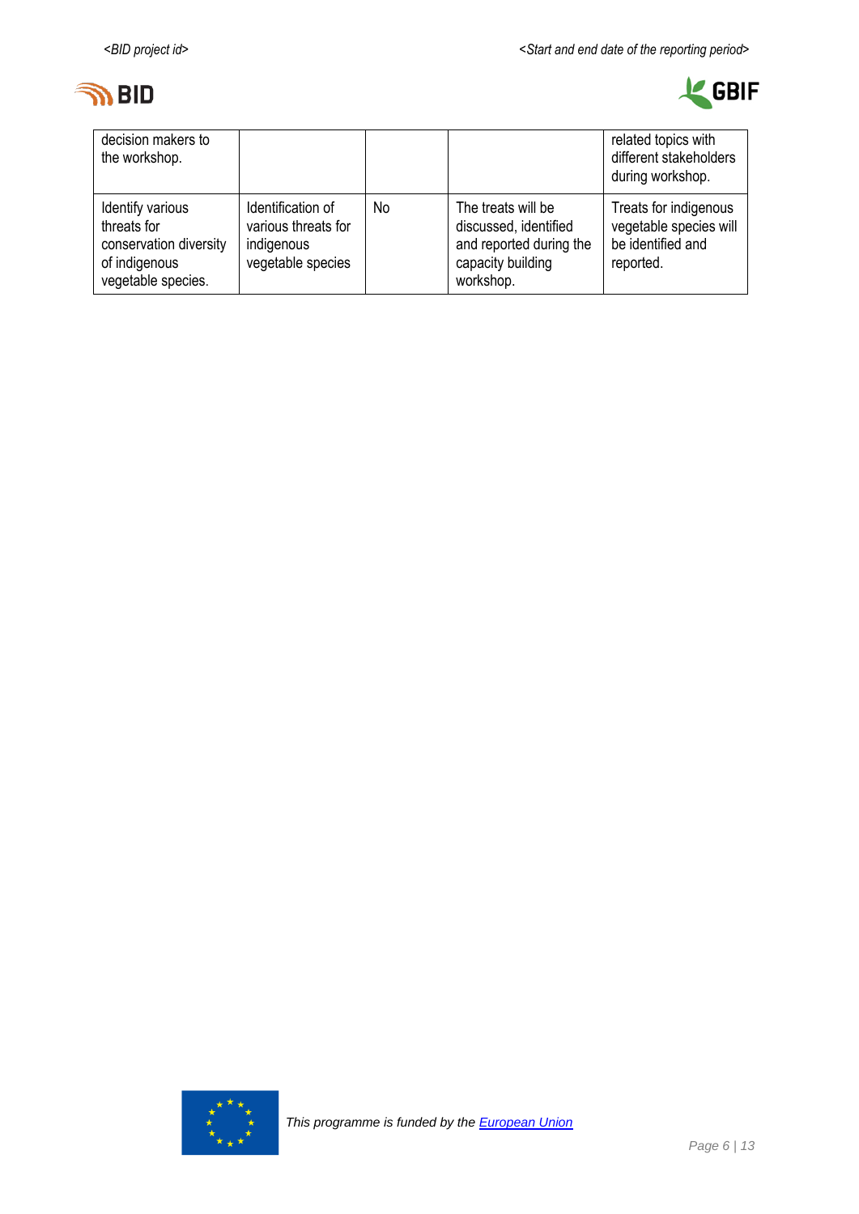| | | | | |
|---|---|---|---|---|
| decision makers to the workshop. | | | | related topics with different stakeholders during workshop. |
| Identify various threats for conservation diversity of indigenous vegetable species. | Identification of various threats for indigenous vegetable species | No | The treats will be discussed, identified and reported during the capacity building workshop. | Treats for indigenous vegetable species will be identified and reported. |

This programme is funded by the [European Union]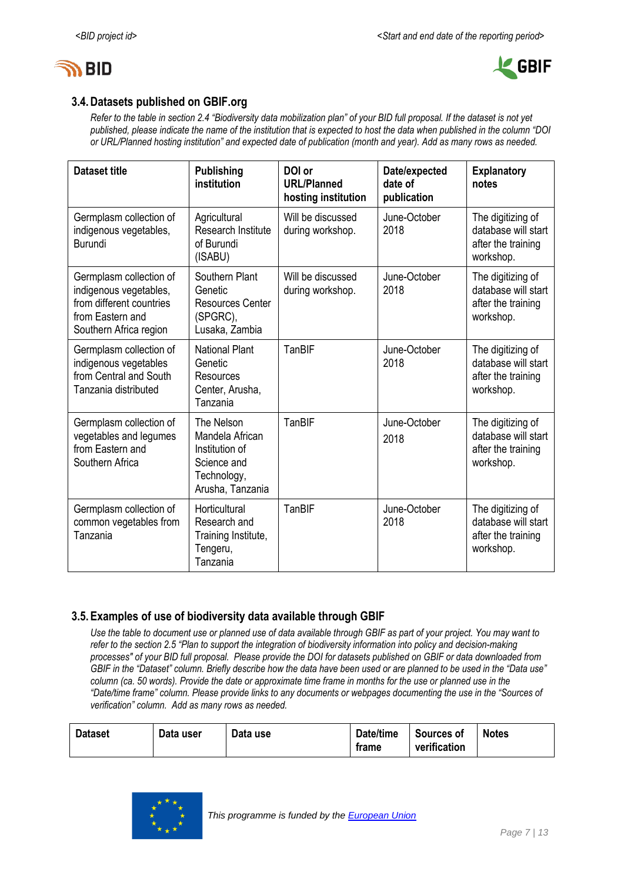### 3.4. Datasets published on GBIF.org

*Refer to the table in section 2.4 "Biodiversity data mobilization plan" of your BID full proposal. If the dataset is not yet published, please indicate the name of the institution that is expected to host the data when published in the column "DOI or URL/Planned hosting institution" and expected date of publication (month and year). Add as many rows as needed.*

| Dataset title | Publishing institution | DOI or URL/Planned hosting institution | Date/expected date of publication | Explanatory notes |
|---|---|---|---|---|
| Germplasm collection of indigenous vegetables, Burundi | Agricultural Research Institute of Burundi (ISABU) | Will be discussed during workshop. | June-October 2018 | The digitizing of database will start after the training workshop. |
| Germplasm collection of indigenous vegetables, from different countries from Eastern and Southern Africa region | Southern Plant Genetic Resources Center (SPGRC), Lusaka, Zambia | Will be discussed during workshop. | June-October 2018 | The digitizing of database will start after the training workshop. |
| Germplasm collection of indigenous vegetables from Central and South Tanzania distributed | National Plant Genetic Resources Center, Arusha, Tanzania | TanBIF | June-October 2018 | The digitizing of database will start after the training workshop. |
| Germplasm collection of vegetables and legumes from Eastern and Southern Africa | The Nelson Mandela African Institution of Science and Technology, Arusha, Tanzania | TanBIF | June-October 2018 | The digitizing of database will start after the training workshop. |
| Germplasm collection of common vegetables from Tanzania | Horticultural Research and Training Institute, Tengeru, Tanzania | TanBIF | June-October 2018 | The digitizing of database will start after the training workshop. |

### 3.5. Examples of use of biodiversity data available through GBIF

*Use the table to document use or planned use of data available through GBIF as part of your project. You may want to refer to the section 2.5 "Plan to support the integration of biodiversity information into policy and decision-making processes" of your BID full proposal. Please provide the DOI for datasets published on GBIF or data downloaded from GBIF in the "Dataset" column. Briefly describe how the data have been used or are planned to be used in the "Data use" column (ca. 50 words). Provide the date or approximate time frame in months for the use or planned use in the "Date/time frame" column. Please provide links to any documents or webpages documenting the use in the "Sources of verification" column. Add as many rows as needed.*

| Dataset | Data user | Data use | Date/time frame | Sources of verification | Notes |
|---|---|---|---|---|---|

This programme is funded by the European Union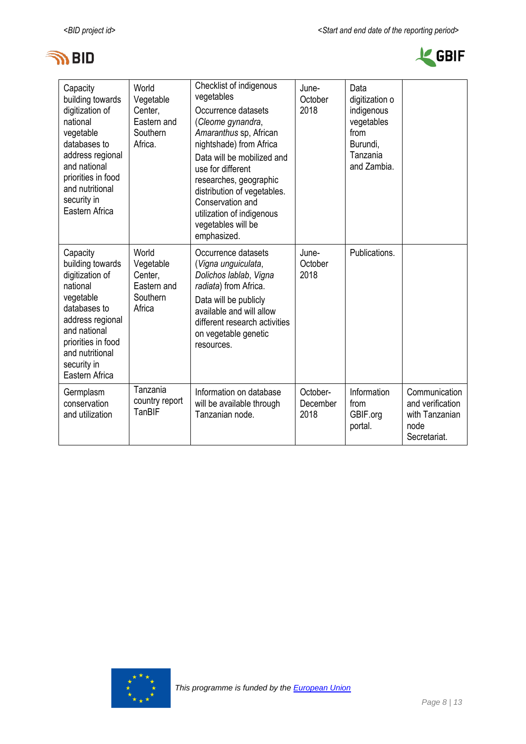| Capacity building towards digitization of national vegetable databases to address regional and national priorities in food and nutritional security in Eastern Africa | World Vegetable Center, Eastern and Southern Africa. | Checklist of indigenous vegetables<br>Occurrence datasets (*Cleome gynandra*, *Amaranthus* sp, African nightshade) from Africa<br>Data will be mobilized and use for different researches, geographic distribution of vegetables. Conservation and utilization of indigenous vegetables will be emphasized. | June-October 2018 | Data digitization o indigenous vegetables from Burundi, Tanzania and Zambia. | |
|---|---|---|---|---|---|
| Capacity building towards digitization of national vegetable databases to address regional and national priorities in food and nutritional security in Eastern Africa | World Vegetable Center, Eastern and Southern Africa | Occurrence datasets (*Vigna unguiculata*, *Dolichos lablab*, *Vigna radiata*) from Africa.<br>Data will be publicly available and will allow different research activities on vegetable genetic resources. | June-October 2018 | Publications. | |
| Germplasm conservation and utilization | Tanzania country report TanBIF | Information on database will be available through Tanzanian node. | October-December 2018 | Information from GBIF.org portal. | Communication and verification with Tanzanian node Secretariat. |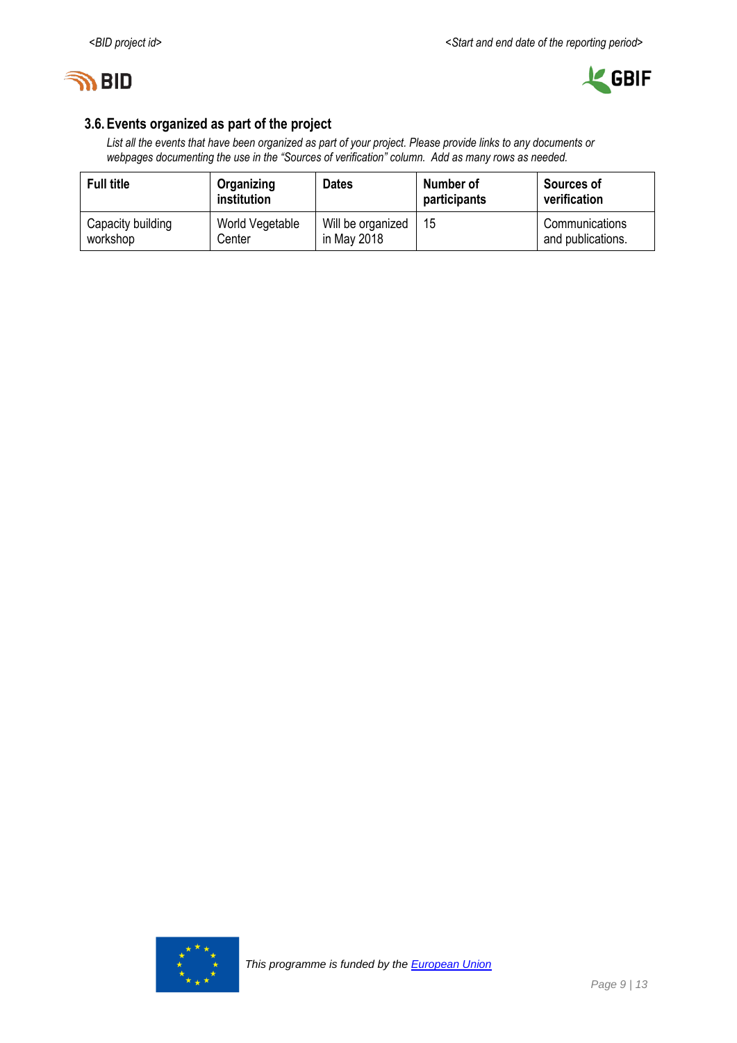### 3.6. Events organized as part of the project

*List all the events that have been organized as part of your project. Please provide links to any documents or webpages documenting the use in the "Sources of verification" column. Add as many rows as needed.*

| Full title | Organizing institution | Dates | Number of participants | Sources of verification |
|---|---|---|---|---|
| Capacity building workshop | World Vegetable Center | Will be organized in May 2018 | 15 | Communications and publications. |

*This programme is funded by the European Union*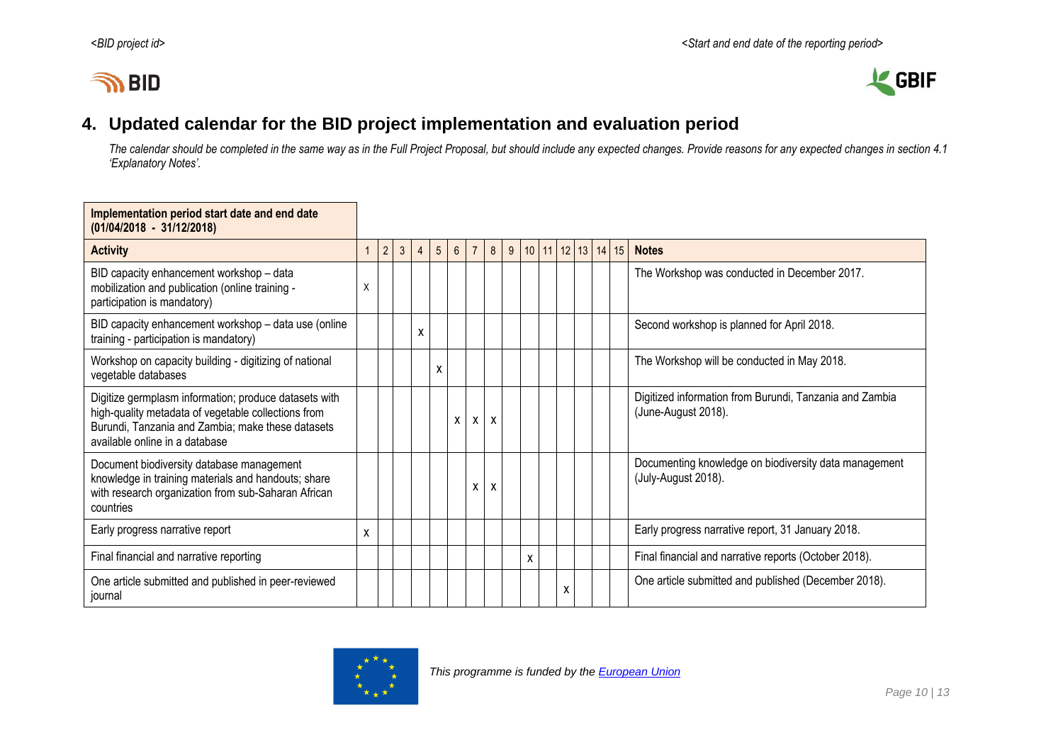## 4. Updated calendar for the BID project implementation and evaluation period

*The calendar should be completed in the same way as in the Full Project Proposal, but should include any expected changes. Provide reasons for any expected changes in section 4.1 'Explanatory Notes'.*

| **Implementation period start date and end date (01/04/2018 - 31/12/2018)** | | | | | | | | | | | | | | | | |
|---|---|---|---|---|---|---|---|---|---|---|---|---|---|---|---|---|
| **Activity** | 1 | 2 | 3 | 4 | 5 | 6 | 7 | 8 | 9 | 10 | 11 | 12 | 13 | 14 | 15 | **Notes** |
| BID capacity enhancement workshop – data mobilization and publication (online training - participation is mandatory) | X | | | | | | | | | | | | | | | The Workshop was conducted in December 2017. |
| BID capacity enhancement workshop – data use (online training - participation is mandatory) | | | | X | | | | | | | | | | | | Second workshop is planned for April 2018. |
| Workshop on capacity building - digitizing of national vegetable databases | | | | | X | | | | | | | | | | | The Workshop will be conducted in May 2018. |
| Digitize germplasm information; produce datasets with high-quality metadata of vegetable collections from Burundi, Tanzania and Zambia; make these datasets available online in a database | | | | | | X | X | X | | | | | | | | Digitized information from Burundi, Tanzania and Zambia (June-August 2018). |
| Document biodiversity database management knowledge in training materials and handouts; share with research organization from sub-Saharan African countries | | | | | | | X | X | | | | | | | | Documenting knowledge on biodiversity data management (July-August 2018). |
| Early progress narrative report | X | | | | | | | | | | | | | | | Early progress narrative report, 31 January 2018. |
| Final financial and narrative reporting | | | | | | | | | | X | | | | | | Final financial and narrative reports (October 2018). |
| One article submitted and published in peer-reviewed journal | | | | | | | | | | | | X | | | | One article submitted and published (December 2018). |

*This programme is funded by the European Union*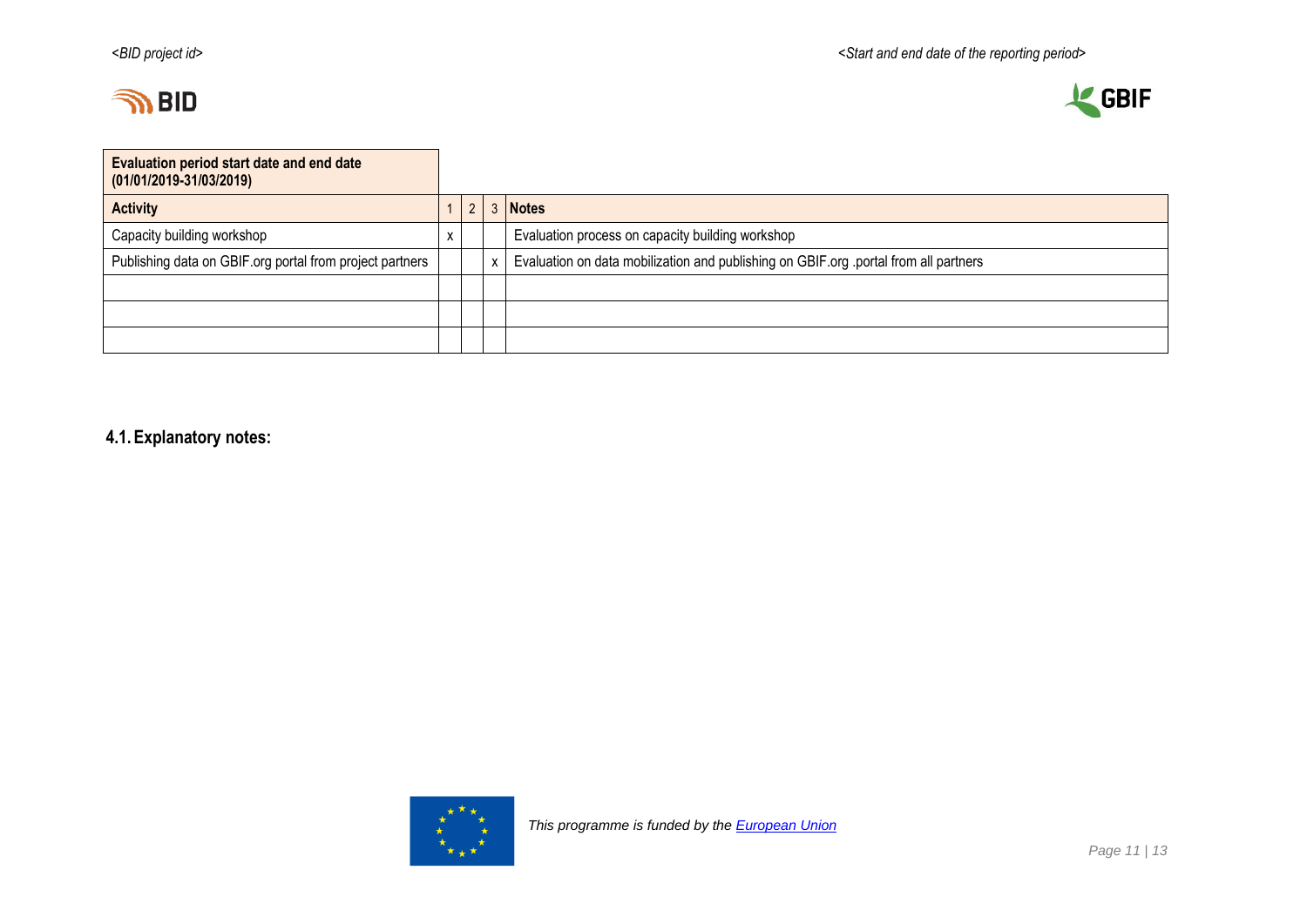| **Evaluation period start date and end date (01/01/2019-31/03/2019)** | | | | |
|---|---|---|---|---|
| **Activity** | 1 | 2 | 3 | **Notes** |
| Capacity building workshop | x | | | Evaluation process on capacity building workshop |
| Publishing data on GBIF.org portal from project partners | | | x | Evaluation on data mobilization and publishing on GBIF.org .portal from all partners |
| | | | | |
| | | | | |
| | | | | |

## 4.1. Explanatory notes: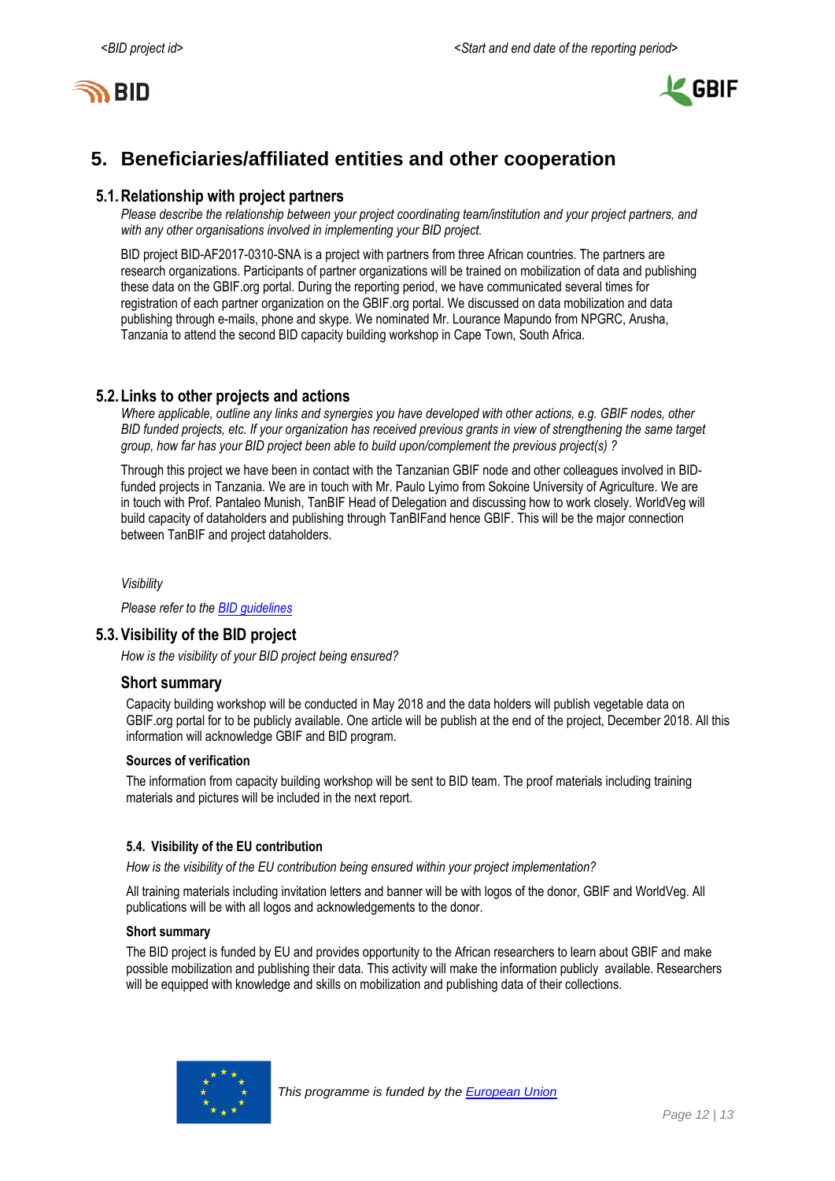# 5. Beneficiaries/affiliated entities and other cooperation

## 5.1. Relationship with project partners

*Please describe the relationship between your project coordinating team/institution and your project partners, and with any other organisations involved in implementing your BID project.*

BID project BID-AF2017-0310-SNA is a project with partners from three African countries. The partners are research organizations. Participants of partner organizations will be trained on mobilization of data and publishing these data on the GBIF.org portal. During the reporting period, we have communicated several times for registration of each partner organization on the GBIF.org portal. We discussed on data mobilization and data publishing through e-mails, phone and skype. We nominated Mr. Lourance Mapundo from NPGRC, Arusha, Tanzania to attend the second BID capacity building workshop in Cape Town, South Africa.

## 5.2. Links to other projects and actions

*Where applicable, outline any links and synergies you have developed with other actions, e.g. GBIF nodes, other BID funded projects, etc. If your organization has received previous grants in view of strengthening the same target group, how far has your BID project been able to build upon/complement the previous project(s) ?*

Through this project we have been in contact with the Tanzanian GBIF node and other colleagues involved in BID-funded projects in Tanzania. We are in touch with Mr. Paulo Lyimo from Sokoine University of Agriculture. We are in touch with Prof. Pantaleo Munish, TanBIF Head of Delegation and discussing how to work closely. WorldVeg will build capacity of dataholders and publishing through TanBIFand hence GBIF. This will be the major connection between TanBIF and project dataholders.

*Visibility*

*Please refer to the [BID guidelines](BID guidelines)*

## 5.3. Visibility of the BID project

*How is the visibility of your BID project being ensured?*

### Short summary

Capacity building workshop will be conducted in May 2018 and the data holders will publish vegetable data on GBIF.org portal for to be publicly available. One article will be publish at the end of the project, December 2018. All this information will acknowledge GBIF and BID program.

#### Sources of verification

The information from capacity building workshop will be sent to BID team. The proof materials including training materials and pictures will be included in the next report.

#### 5.4. Visibility of the EU contribution

*How is the visibility of the EU contribution being ensured within your project implementation?*

All training materials including invitation letters and banner will be with logos of the donor, GBIF and WorldVeg. All publications will be with all logos and acknowledgements to the donor.

#### Short summary

The BID project is funded by EU and provides opportunity to the African researchers to learn about GBIF and make possible mobilization and publishing their data. This activity will make the information publicly available. Researchers will be equipped with knowledge and skills on mobilization and publishing data of their collections.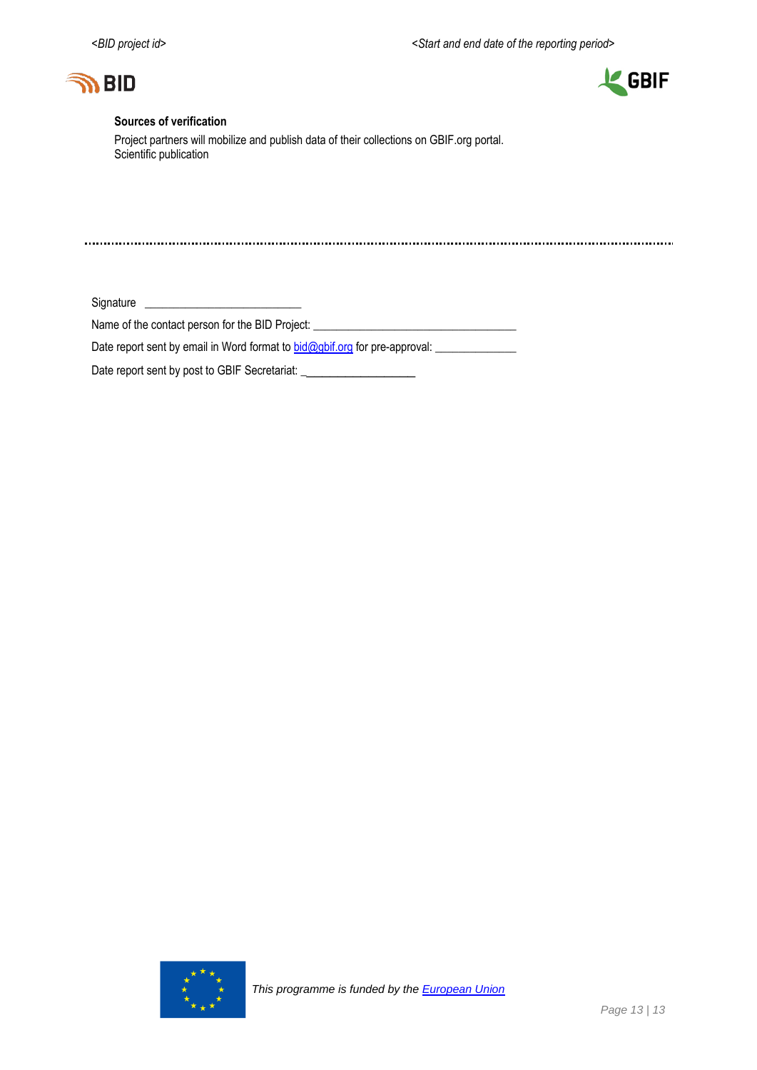**Sources of verification**

Project partners will mobilize and publish data of their collections on GBIF.org portal.
Scientific publication

---

Signature ___________________________

Name of the contact person for the BID Project: ___________________________________

Date report sent by email in Word format to bid@gbif.org for pre-approval: ______________

Date report sent by post to GBIF Secretariat: _ ___________________

*This programme is funded by the European Union*